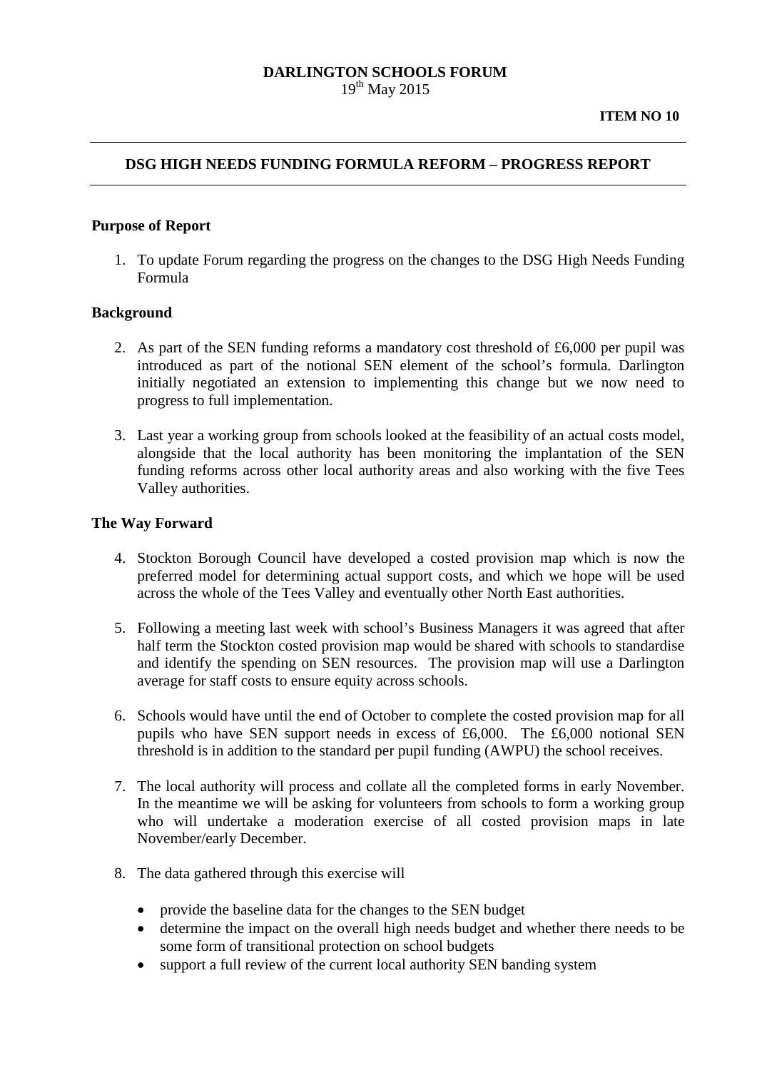**DARLINGTON SCHOOLS FORUM**
19th May 2015

**ITEM NO 10**

---

## DSG HIGH NEEDS FUNDING FORMULA REFORM – PROGRESS REPORT

---

### Purpose of Report

1. To update Forum regarding the progress on the changes to the DSG High Needs Funding Formula

### Background

2. As part of the SEN funding reforms a mandatory cost threshold of £6,000 per pupil was introduced as part of the notional SEN element of the school's formula. Darlington initially negotiated an extension to implementing this change but we now need to progress to full implementation.

3. Last year a working group from schools looked at the feasibility of an actual costs model, alongside that the local authority has been monitoring the implantation of the SEN funding reforms across other local authority areas and also working with the five Tees Valley authorities.

### The Way Forward

4. Stockton Borough Council have developed a costed provision map which is now the preferred model for determining actual support costs, and which we hope will be used across the whole of the Tees Valley and eventually other North East authorities.

5. Following a meeting last week with school's Business Managers it was agreed that after half term the Stockton costed provision map would be shared with schools to standardise and identify the spending on SEN resources. The provision map will use a Darlington average for staff costs to ensure equity across schools.

6. Schools would have until the end of October to complete the costed provision map for all pupils who have SEN support needs in excess of £6,000. The £6,000 notional SEN threshold is in addition to the standard per pupil funding (AWPU) the school receives.

7. The local authority will process and collate all the completed forms in early November. In the meantime we will be asking for volunteers from schools to form a working group who will undertake a moderation exercise of all costed provision maps in late November/early December.

8. The data gathered through this exercise will
   - provide the baseline data for the changes to the SEN budget
   - determine the impact on the overall high needs budget and whether there needs to be some form of transitional protection on school budgets
   - support a full review of the current local authority SEN banding system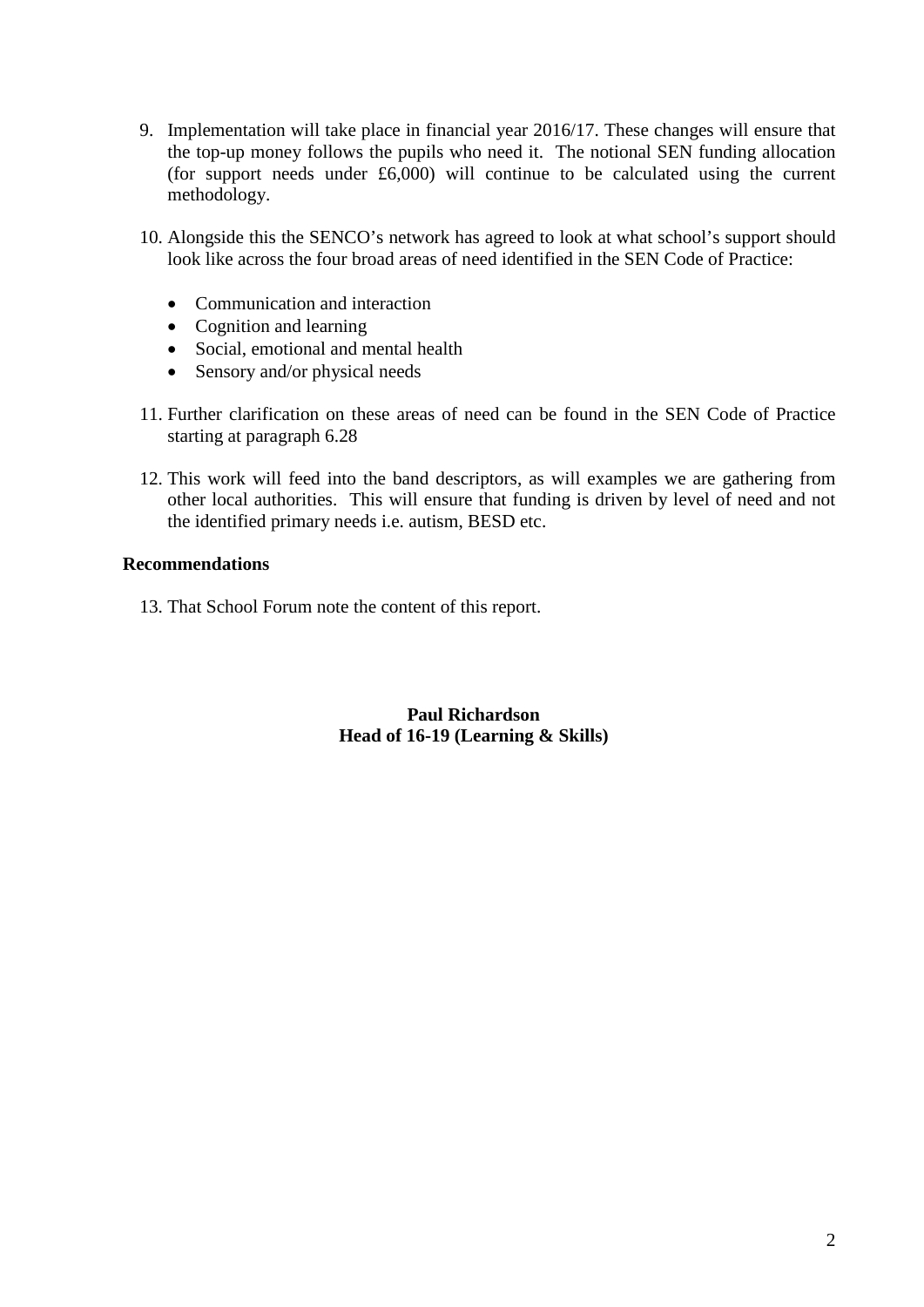9. Implementation will take place in financial year 2016/17. These changes will ensure that the top-up money follows the pupils who need it. The notional SEN funding allocation (for support needs under £6,000) will continue to be calculated using the current methodology.

10. Alongside this the SENCO's network has agreed to look at what school's support should look like across the four broad areas of need identified in the SEN Code of Practice:

    - Communication and interaction
    - Cognition and learning
    - Social, emotional and mental health
    - Sensory and/or physical needs

11. Further clarification on these areas of need can be found in the SEN Code of Practice starting at paragraph 6.28

12. This work will feed into the band descriptors, as will examples we are gathering from other local authorities. This will ensure that funding is driven by level of need and not the identified primary needs i.e. autism, BESD etc.

**Recommendations**

13. That School Forum note the content of this report.

**Paul Richardson**
**Head of 16-19 (Learning & Skills)**